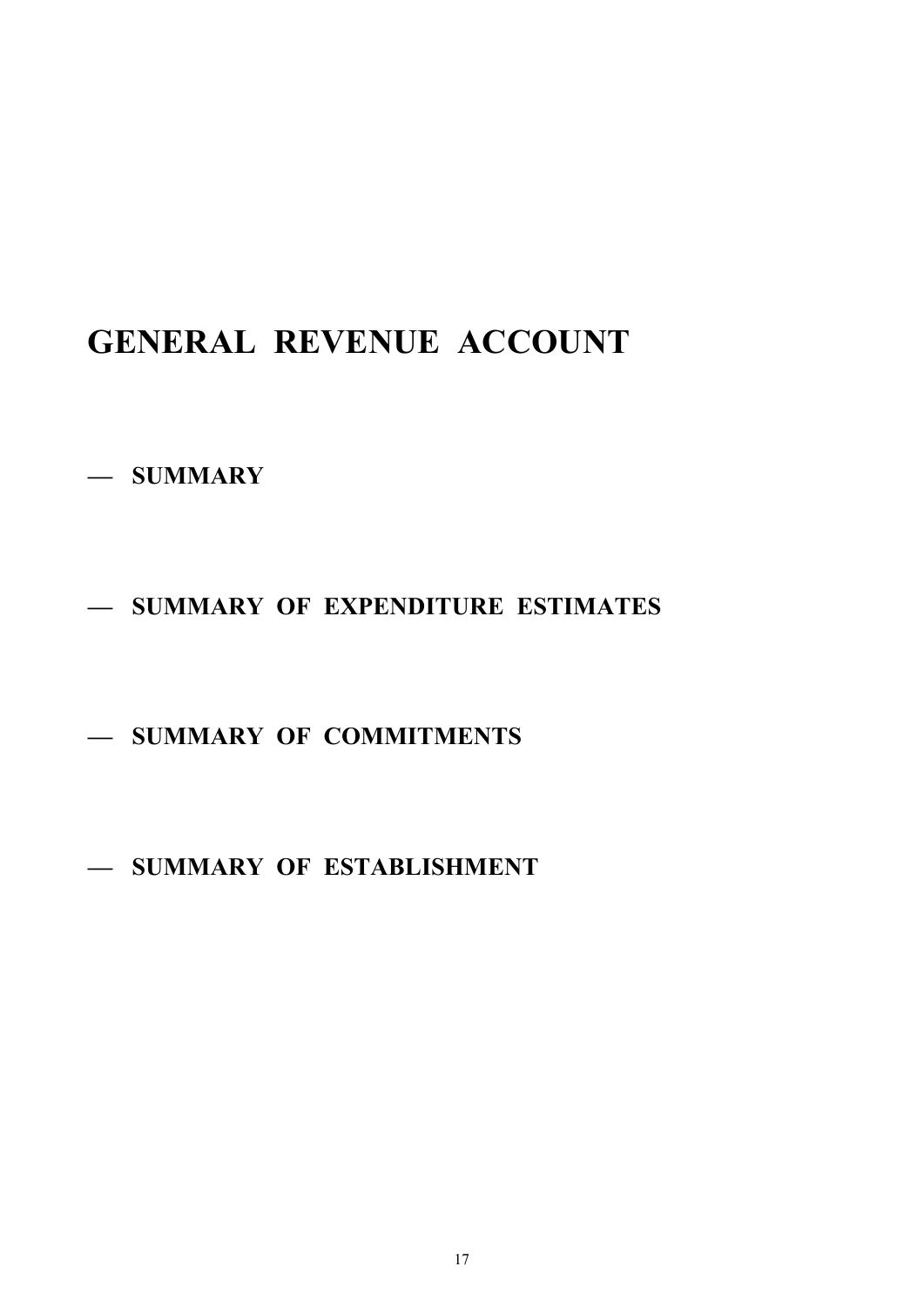# GENERAL REVENUE ACCOUNT

— SUMMARY

— SUMMARY OF EXPENDITURE ESTIMATES

— SUMMARY OF COMMITMENTS

— SUMMARY OF ESTABLISHMENT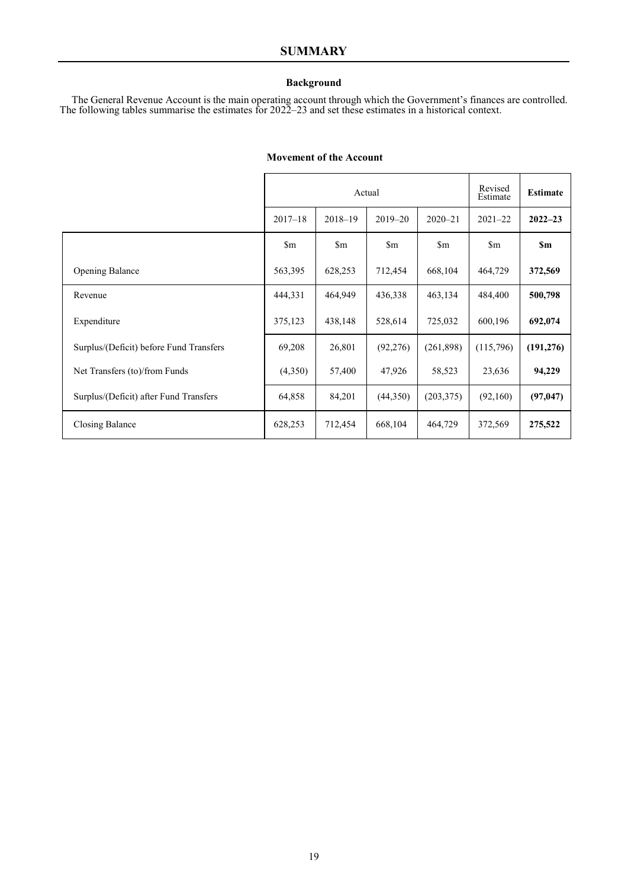# SUMMARY

### Background

The General Revenue Account is the main operating account through which the Government's finances are controlled. The following tables summarise the estimates for 2022–23 and set these estimates in a historical context.

### Movement of the Account

| | Actual | | | | Revised Estimate | **Estimate** |
|---|---|---|---|---|---|---|
| | 2017–18 | 2018–19 | 2019–20 | 2020–21 | 2021–22 | **2022–23** |
| | $m | $m | $m | $m | $m | **$m** |
| Opening Balance | 563,395 | 628,253 | 712,454 | 668,104 | 464,729 | **372,569** |
| Revenue | 444,331 | 464,949 | 436,338 | 463,134 | 484,400 | **500,798** |
| Expenditure | 375,123 | 438,148 | 528,614 | 725,032 | 600,196 | **692,074** |
| Surplus/(Deficit) before Fund Transfers | 69,208 | 26,801 | (92,276) | (261,898) | (115,796) | **(191,276)** |
| Net Transfers (to)/from Funds | (4,350) | 57,400 | 47,926 | 58,523 | 23,636 | **94,229** |
| Surplus/(Deficit) after Fund Transfers | 64,858 | 84,201 | (44,350) | (203,375) | (92,160) | **(97,047)** |
| Closing Balance | 628,253 | 712,454 | 668,104 | 464,729 | 372,569 | **275,522** |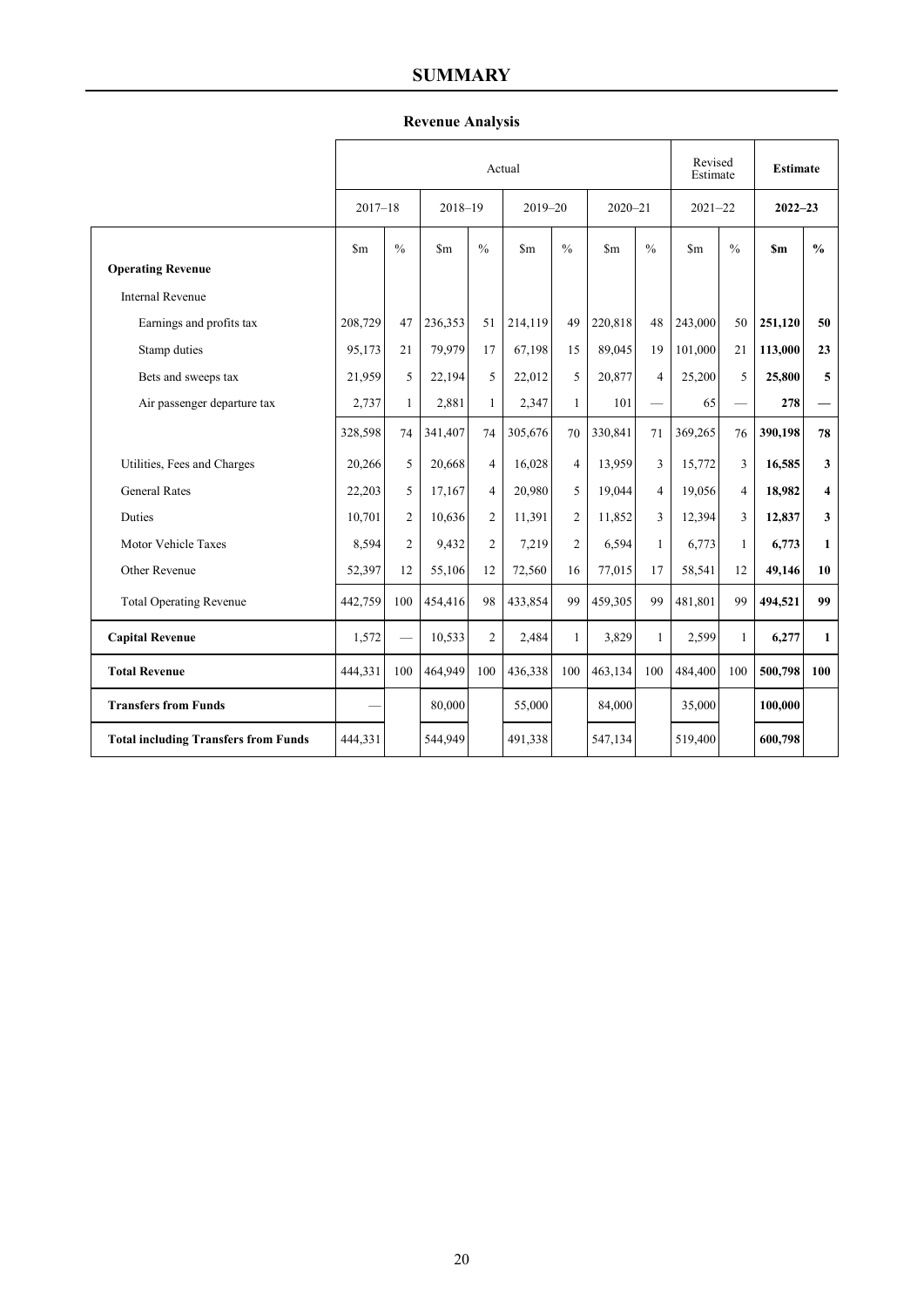# SUMMARY

## Revenue Analysis

| | Actual | | | | | | | | Revised Estimate | | **Estimate** | |
|---|---|---|---|---|---|---|---|---|---|---|---|---|
| | 2017–18 | | 2018–19 | | 2019–20 | | 2020–21 | | 2021–22 | | **2022–23** | |
| | $m | % | $m | % | $m | % | $m | % | $m | % | **$m** | **%** |
| **Operating Revenue** | | | | | | | | | | | | |
| Internal Revenue | | | | | | | | | | | | |
| Earnings and profits tax | 208,729 | 47 | 236,353 | 51 | 214,119 | 49 | 220,818 | 48 | 243,000 | 50 | **251,120** | **50** |
| Stamp duties | 95,173 | 21 | 79,979 | 17 | 67,198 | 15 | 89,045 | 19 | 101,000 | 21 | **113,000** | **23** |
| Bets and sweeps tax | 21,959 | 5 | 22,194 | 5 | 22,012 | 5 | 20,877 | 4 | 25,200 | 5 | **25,800** | **5** |
| Air passenger departure tax | 2,737 | 1 | 2,881 | 1 | 2,347 | 1 | 101 | — | 65 | — | **278** | **—** |
| | 328,598 | 74 | 341,407 | 74 | 305,676 | 70 | 330,841 | 71 | 369,265 | 76 | **390,198** | **78** |
| Utilities, Fees and Charges | 20,266 | 5 | 20,668 | 4 | 16,028 | 4 | 13,959 | 3 | 15,772 | 3 | **16,585** | **3** |
| General Rates | 22,203 | 5 | 17,167 | 4 | 20,980 | 5 | 19,044 | 4 | 19,056 | 4 | **18,982** | **4** |
| Duties | 10,701 | 2 | 10,636 | 2 | 11,391 | 2 | 11,852 | 3 | 12,394 | 3 | **12,837** | **3** |
| Motor Vehicle Taxes | 8,594 | 2 | 9,432 | 2 | 7,219 | 2 | 6,594 | 1 | 6,773 | 1 | **6,773** | **1** |
| Other Revenue | 52,397 | 12 | 55,106 | 12 | 72,560 | 16 | 77,015 | 17 | 58,541 | 12 | **49,146** | **10** |
| Total Operating Revenue | 442,759 | 100 | 454,416 | 98 | 433,854 | 99 | 459,305 | 99 | 481,801 | 99 | **494,521** | **99** |
| **Capital Revenue** | 1,572 | — | 10,533 | 2 | 2,484 | 1 | 3,829 | 1 | 2,599 | 1 | **6,277** | **1** |
| **Total Revenue** | 444,331 | 100 | 464,949 | 100 | 436,338 | 100 | 463,134 | 100 | 484,400 | 100 | **500,798** | **100** |
| **Transfers from Funds** | — | | 80,000 | | 55,000 | | 84,000 | | 35,000 | | **100,000** | |
| **Total including Transfers from Funds** | 444,331 | | 544,949 | | 491,338 | | 547,134 | | 519,400 | | **600,798** | |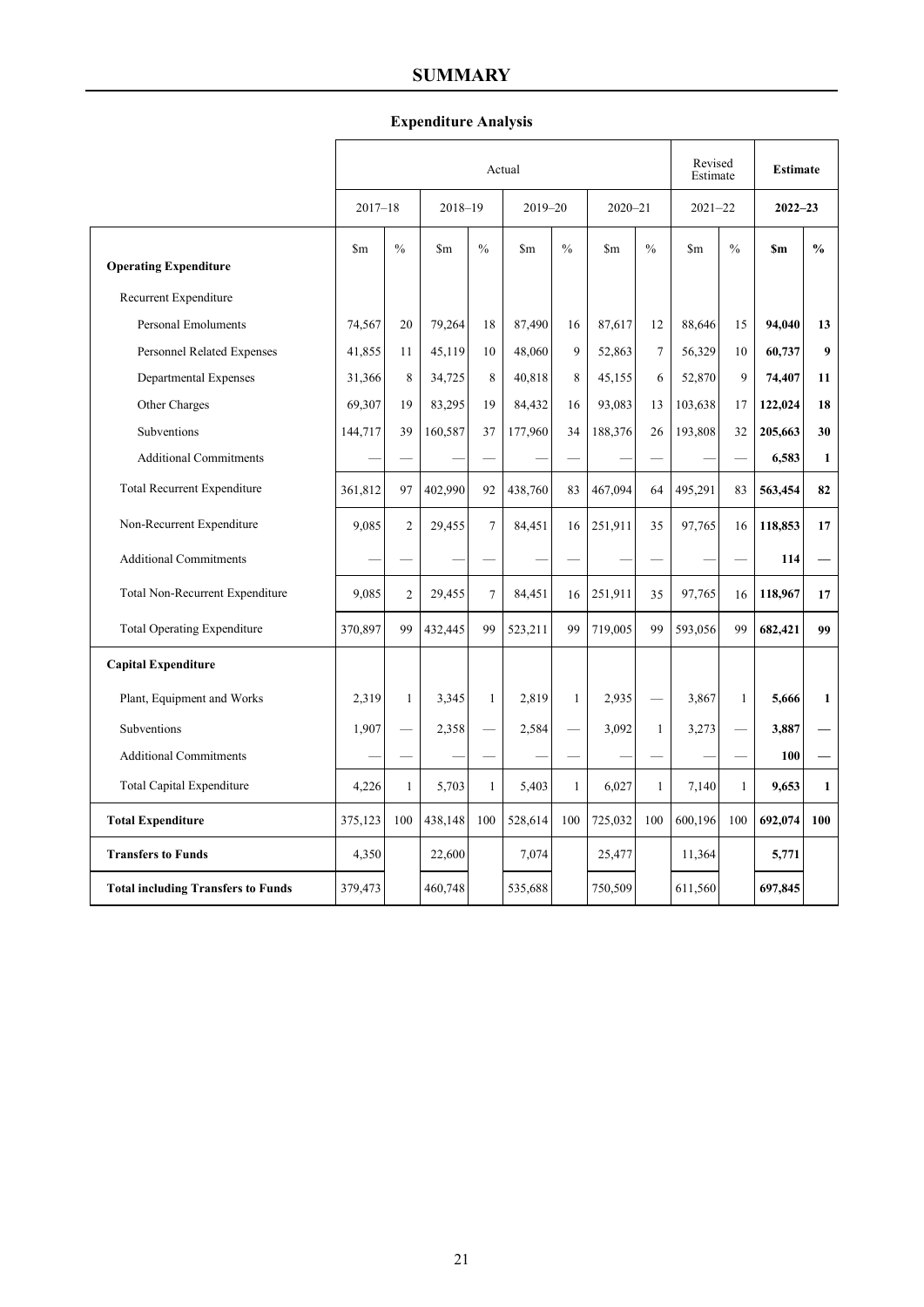# SUMMARY

## Expenditure Analysis

| | Actual | | | | | | | | Revised Estimate | | **Estimate** | |
|---|---|---|---|---|---|---|---|---|---|---|---|---|
| | 2017–18 | | 2018–19 | | 2019–20 | | 2020–21 | | 2021–22 | | **2022–23** | |
| | $m | % | $m | % | $m | % | $m | % | $m | % | **$m** | **%** |
| **Operating Expenditure** | | | | | | | | | | | | |
| Recurrent Expenditure | | | | | | | | | | | | |
| Personal Emoluments | 74,567 | 20 | 79,264 | 18 | 87,490 | 16 | 87,617 | 12 | 88,646 | 15 | **94,040** | **13** |
| Personnel Related Expenses | 41,855 | 11 | 45,119 | 10 | 48,060 | 9 | 52,863 | 7 | 56,329 | 10 | **60,737** | **9** |
| Departmental Expenses | 31,366 | 8 | 34,725 | 8 | 40,818 | 8 | 45,155 | 6 | 52,870 | 9 | **74,407** | **11** |
| Other Charges | 69,307 | 19 | 83,295 | 19 | 84,432 | 16 | 93,083 | 13 | 103,638 | 17 | **122,024** | **18** |
| Subventions | 144,717 | 39 | 160,587 | 37 | 177,960 | 34 | 188,376 | 26 | 193,808 | 32 | **205,663** | **30** |
| Additional Commitments | — | — | — | — | — | — | — | — | — | — | **6,583** | **1** |
| Total Recurrent Expenditure | 361,812 | 97 | 402,990 | 92 | 438,760 | 83 | 467,094 | 64 | 495,291 | 83 | **563,454** | **82** |
| Non-Recurrent Expenditure | 9,085 | 2 | 29,455 | 7 | 84,451 | 16 | 251,911 | 35 | 97,765 | 16 | **118,853** | **17** |
| Additional Commitments | — | — | — | — | — | — | — | — | — | — | **114** | **—** |
| Total Non-Recurrent Expenditure | 9,085 | 2 | 29,455 | 7 | 84,451 | 16 | 251,911 | 35 | 97,765 | 16 | **118,967** | **17** |
| Total Operating Expenditure | 370,897 | 99 | 432,445 | 99 | 523,211 | 99 | 719,005 | 99 | 593,056 | 99 | **682,421** | **99** |
| **Capital Expenditure** | | | | | | | | | | | | |
| Plant, Equipment and Works | 2,319 | 1 | 3,345 | 1 | 2,819 | 1 | 2,935 | — | 3,867 | 1 | **5,666** | **1** |
| Subventions | 1,907 | — | 2,358 | — | 2,584 | — | 3,092 | 1 | 3,273 | — | **3,887** | **—** |
| Additional Commitments | — | — | — | — | — | — | — | — | — | — | **100** | **—** |
| Total Capital Expenditure | 4,226 | 1 | 5,703 | 1 | 5,403 | 1 | 6,027 | 1 | 7,140 | 1 | **9,653** | **1** |
| **Total Expenditure** | 375,123 | 100 | 438,148 | 100 | 528,614 | 100 | 725,032 | 100 | 600,196 | 100 | **692,074** | **100** |
| **Transfers to Funds** | 4,350 | | 22,600 | | 7,074 | | 25,477 | | 11,364 | | **5,771** | |
| **Total including Transfers to Funds** | 379,473 | | 460,748 | | 535,688 | | 750,509 | | 611,560 | | **697,845** | |